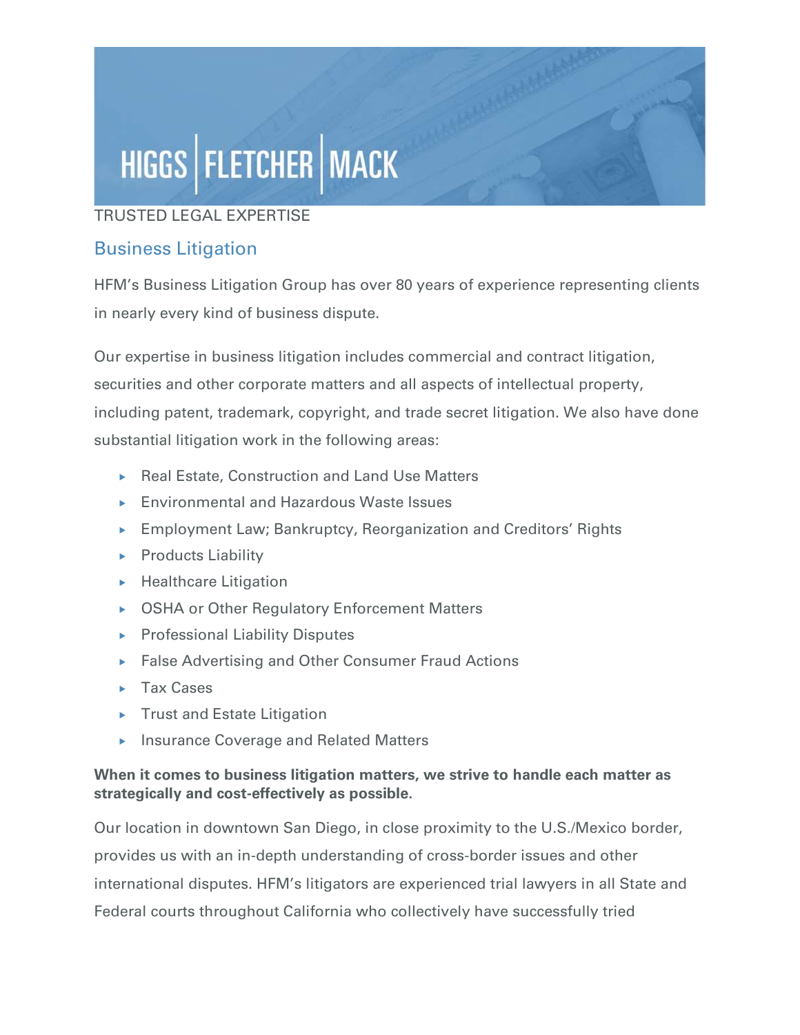HIGGS | FLETCHER | MACK

TRUSTED LEGAL EXPERTISE

## Business Litigation

HFM's Business Litigation Group has over 80 years of experience representing clients in nearly every kind of business dispute.

Our expertise in business litigation includes commercial and contract litigation, securities and other corporate matters and all aspects of intellectual property, including patent, trademark, copyright, and trade secret litigation. We also have done substantial litigation work in the following areas:

- Real Estate, Construction and Land Use Matters
- Environmental and Hazardous Waste Issues
- Employment Law; Bankruptcy, Reorganization and Creditors' Rights
- Products Liability
- Healthcare Litigation
- OSHA or Other Regulatory Enforcement Matters
- Professional Liability Disputes
- False Advertising and Other Consumer Fraud Actions
- Tax Cases
- Trust and Estate Litigation
- Insurance Coverage and Related Matters

**When it comes to business litigation matters, we strive to handle each matter as strategically and cost-effectively as possible.**

Our location in downtown San Diego, in close proximity to the U.S./Mexico border, provides us with an in-depth understanding of cross-border issues and other international disputes. HFM's litigators are experienced trial lawyers in all State and Federal courts throughout California who collectively have successfully tried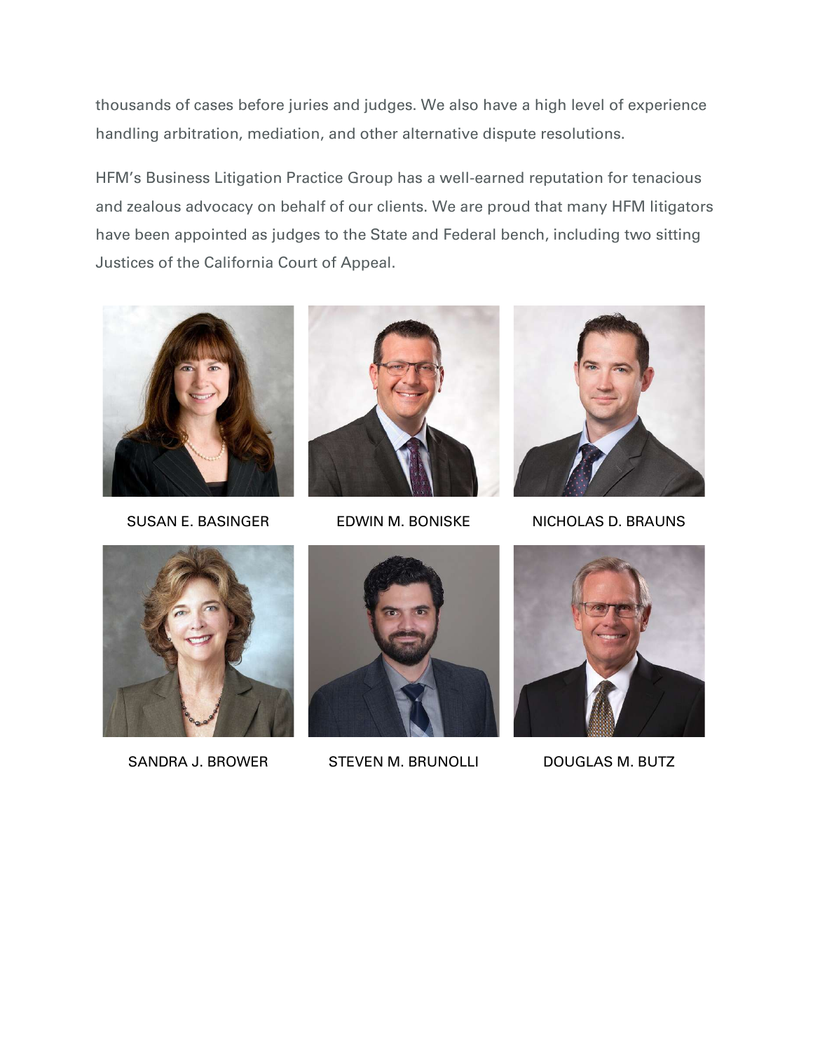thousands of cases before juries and judges. We also have a high level of experience handling arbitration, mediation, and other alternative dispute resolutions.

HFM's Business Litigation Practice Group has a well-earned reputation for tenacious and zealous advocacy on behalf of our clients. We are proud that many HFM litigators have been appointed as judges to the State and Federal bench, including two sitting Justices of the California Court of Appeal.

SUSAN E. BASINGER

EDWIN M. BONISKE

NICHOLAS D. BRAUNS

SANDRA J. BROWER

STEVEN M. BRUNOLLI

DOUGLAS M. BUTZ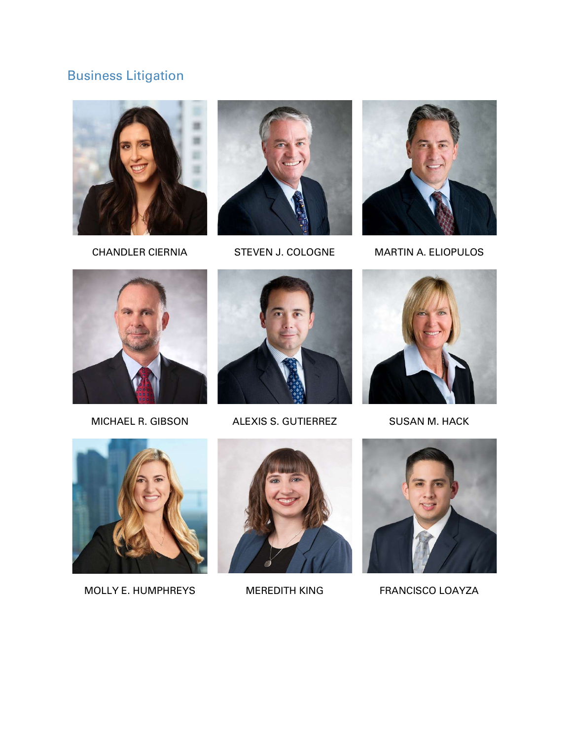## Business Litigation

CHANDLER CIERNIA

STEVEN J. COLOGNE

MARTIN A. ELIOPULOS

MICHAEL R. GIBSON

ALEXIS S. GUTIERREZ

SUSAN M. HACK

MOLLY E. HUMPHREYS

MEREDITH KING

FRANCISCO LOAYZA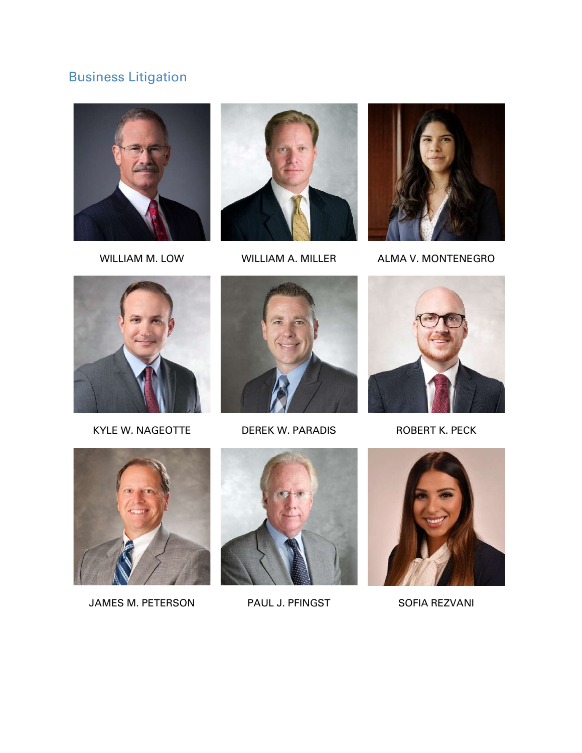## Business Litigation

WILLIAM M. LOW

WILLIAM A. MILLER

ALMA V. MONTENEGRO

KYLE W. NAGEOTTE

DEREK W. PARADIS

ROBERT K. PECK

JAMES M. PETERSON

PAUL J. PFINGST

SOFIA REZVANI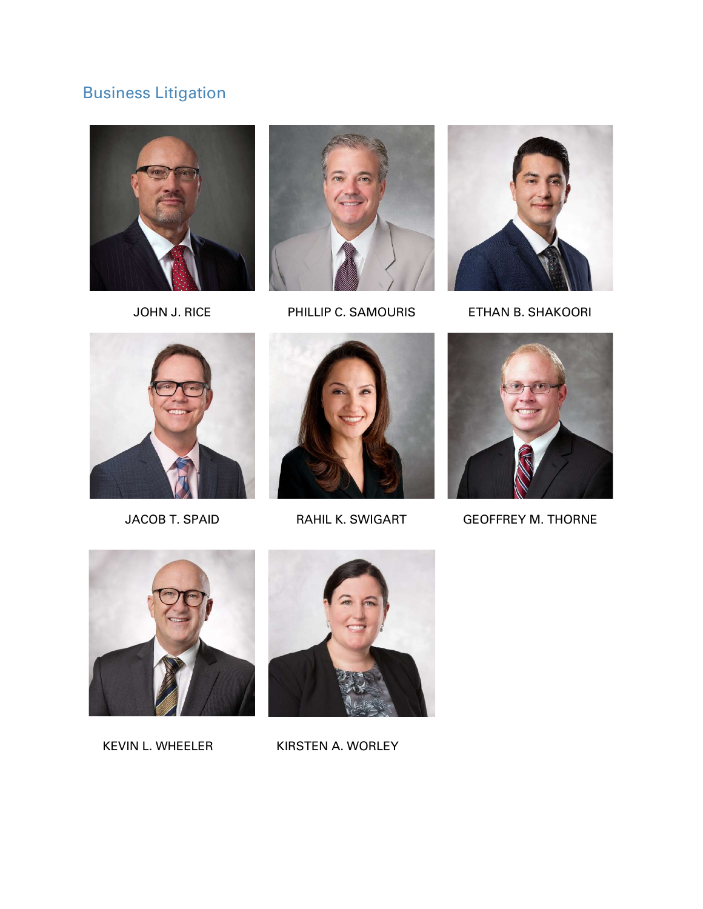## Business Litigation

JOHN J. RICE

PHILLIP C. SAMOURIS

ETHAN B. SHAKOORI

JACOB T. SPAID

RAHIL K. SWIGART

GEOFFREY M. THORNE

KEVIN L. WHEELER

KIRSTEN A. WORLEY